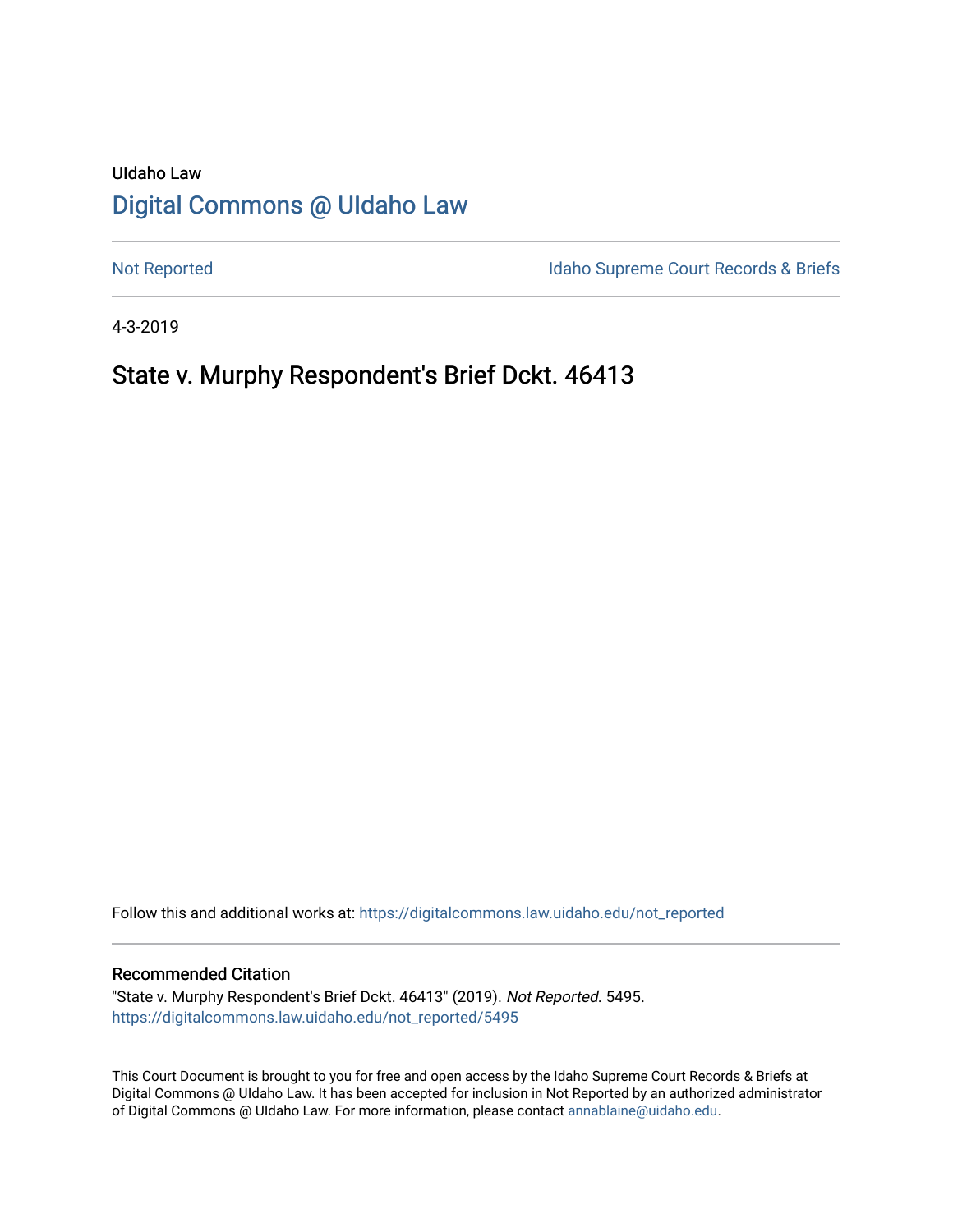UIdaho Law

# Digital Commons @ UIdaho Law

Not Reported

Idaho Supreme Court Records & Briefs

4-3-2019

## State v. Murphy Respondent's Brief Dckt. 46413

Follow this and additional works at: https://digitalcommons.law.uidaho.edu/not_reported

### Recommended Citation

"State v. Murphy Respondent's Brief Dckt. 46413" (2019). *Not Reported*. 5495.
https://digitalcommons.law.uidaho.edu/not_reported/5495

This Court Document is brought to you for free and open access by the Idaho Supreme Court Records & Briefs at Digital Commons @ UIdaho Law. It has been accepted for inclusion in Not Reported by an authorized administrator of Digital Commons @ UIdaho Law. For more information, please contact annablaine@uidaho.edu.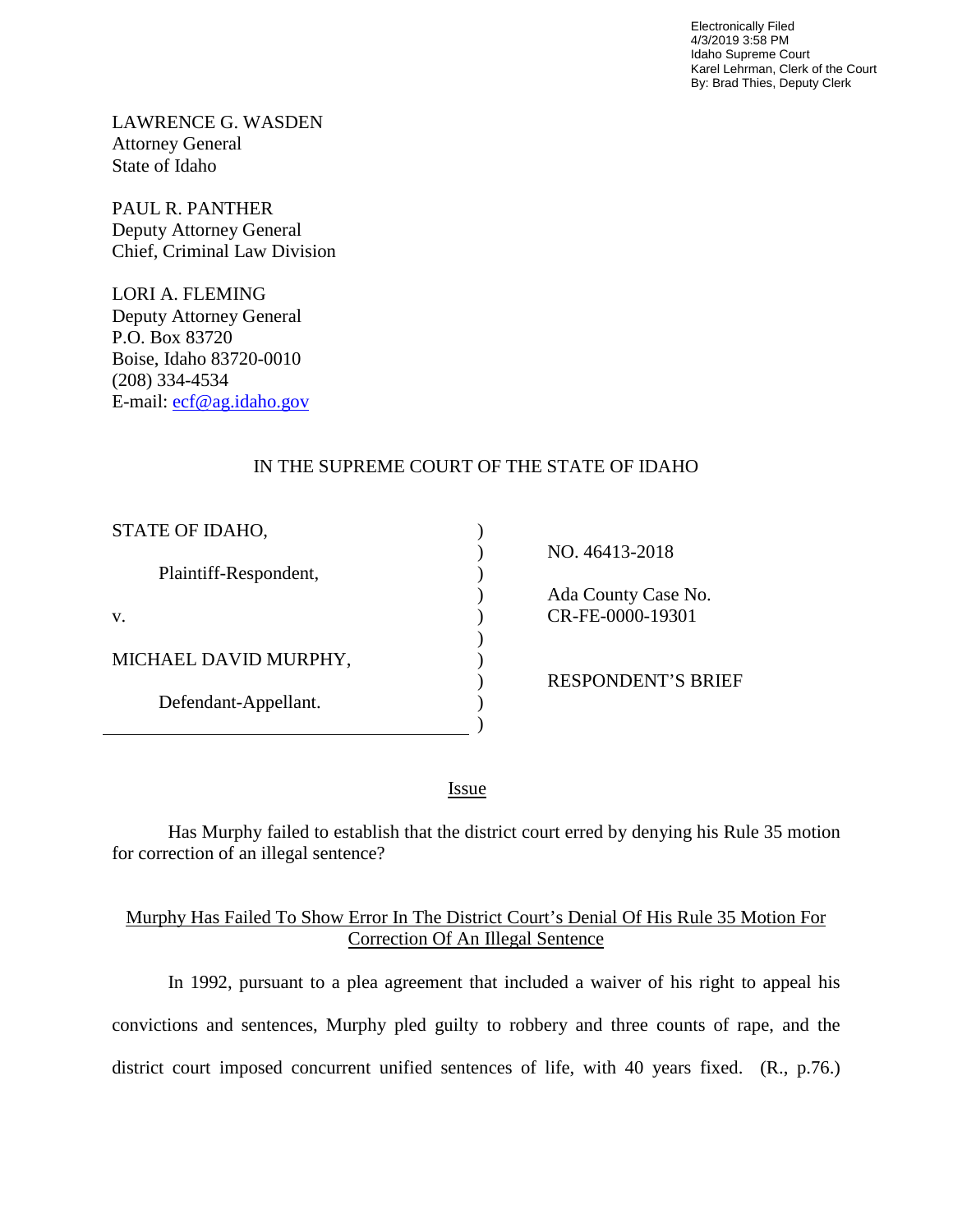Electronically Filed
4/3/2019 3:58 PM
Idaho Supreme Court
Karel Lehrman, Clerk of the Court
By: Brad Thies, Deputy Clerk

LAWRENCE G. WASDEN
Attorney General
State of Idaho

PAUL R. PANTHER
Deputy Attorney General
Chief, Criminal Law Division

LORI A. FLEMING
Deputy Attorney General
P.O. Box 83720
Boise, Idaho 83720-0010
(208) 334-4534
E-mail: ecf@ag.idaho.gov

IN THE SUPREME COURT OF THE STATE OF IDAHO

| | | |
|---|---|---|
| STATE OF IDAHO, | ) | |
| | ) | NO. 46413-2018 |
| Plaintiff-Respondent, | ) | |
| | ) | Ada County Case No. |
| v. | ) | CR-FE-0000-19301 |
| | ) | |
| MICHAEL DAVID MURPHY, | ) | |
| | ) | RESPONDENT'S BRIEF |
| Defendant-Appellant. | ) | |
| | ) | |

## Issue

Has Murphy failed to establish that the district court erred by denying his Rule 35 motion for correction of an illegal sentence?

## Murphy Has Failed To Show Error In The District Court's Denial Of His Rule 35 Motion For Correction Of An Illegal Sentence

In 1992, pursuant to a plea agreement that included a waiver of his right to appeal his convictions and sentences, Murphy pled guilty to robbery and three counts of rape, and the district court imposed concurrent unified sentences of life, with 40 years fixed. (R., p.76.)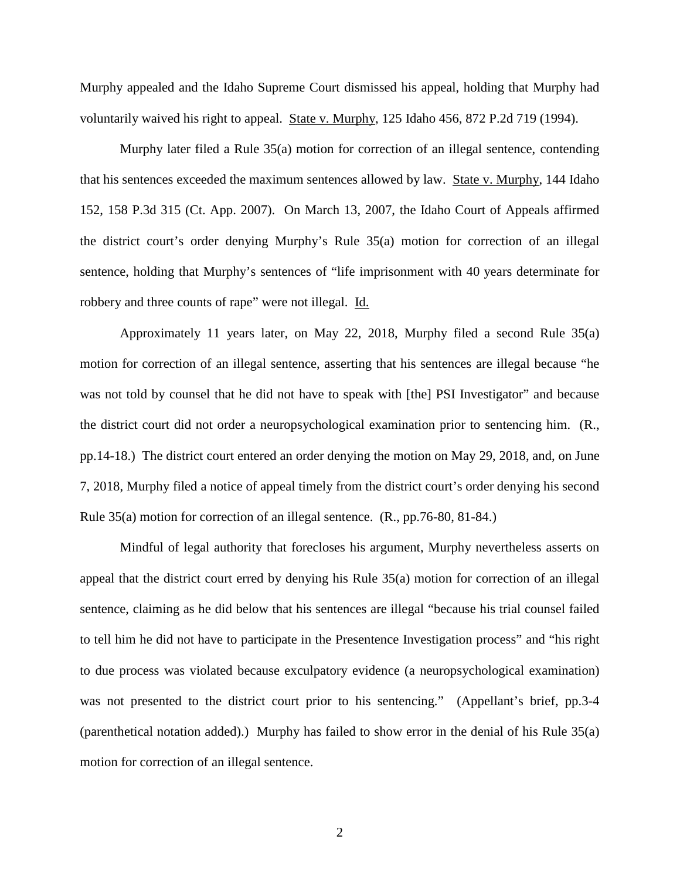Murphy appealed and the Idaho Supreme Court dismissed his appeal, holding that Murphy had voluntarily waived his right to appeal. State v. Murphy, 125 Idaho 456, 872 P.2d 719 (1994).

Murphy later filed a Rule 35(a) motion for correction of an illegal sentence, contending that his sentences exceeded the maximum sentences allowed by law. State v. Murphy, 144 Idaho 152, 158 P.3d 315 (Ct. App. 2007). On March 13, 2007, the Idaho Court of Appeals affirmed the district court's order denying Murphy's Rule 35(a) motion for correction of an illegal sentence, holding that Murphy's sentences of "life imprisonment with 40 years determinate for robbery and three counts of rape" were not illegal. Id.

Approximately 11 years later, on May 22, 2018, Murphy filed a second Rule 35(a) motion for correction of an illegal sentence, asserting that his sentences are illegal because "he was not told by counsel that he did not have to speak with [the] PSI Investigator" and because the district court did not order a neuropsychological examination prior to sentencing him. (R., pp.14-18.) The district court entered an order denying the motion on May 29, 2018, and, on June 7, 2018, Murphy filed a notice of appeal timely from the district court's order denying his second Rule 35(a) motion for correction of an illegal sentence. (R., pp.76-80, 81-84.)

Mindful of legal authority that forecloses his argument, Murphy nevertheless asserts on appeal that the district court erred by denying his Rule 35(a) motion for correction of an illegal sentence, claiming as he did below that his sentences are illegal "because his trial counsel failed to tell him he did not have to participate in the Presentence Investigation process" and "his right to due process was violated because exculpatory evidence (a neuropsychological examination) was not presented to the district court prior to his sentencing." (Appellant's brief, pp.3-4 (parenthetical notation added).) Murphy has failed to show error in the denial of his Rule 35(a) motion for correction of an illegal sentence.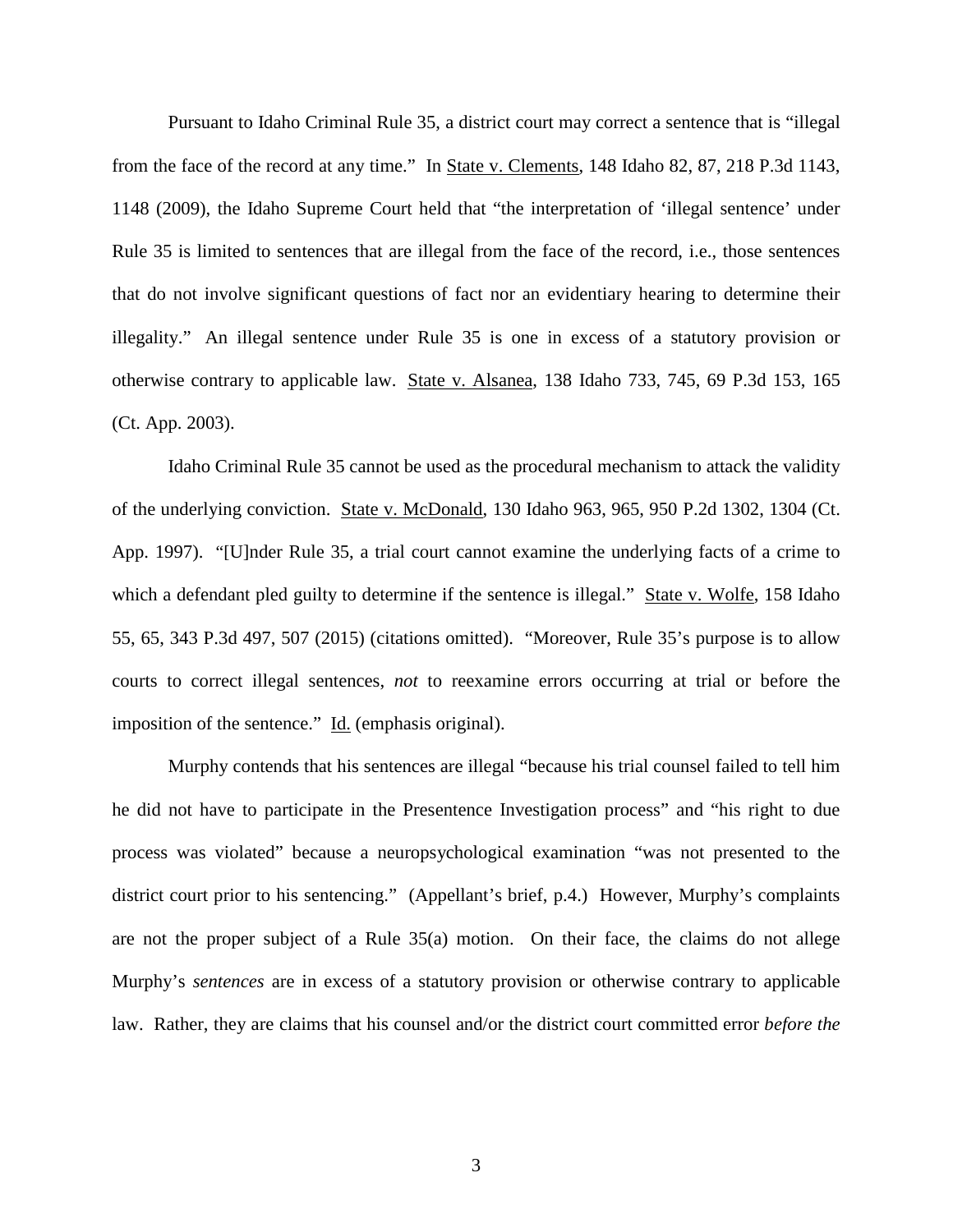Pursuant to Idaho Criminal Rule 35, a district court may correct a sentence that is "illegal from the face of the record at any time." In State v. Clements, 148 Idaho 82, 87, 218 P.3d 1143, 1148 (2009), the Idaho Supreme Court held that "the interpretation of 'illegal sentence' under Rule 35 is limited to sentences that are illegal from the face of the record, i.e., those sentences that do not involve significant questions of fact nor an evidentiary hearing to determine their illegality." An illegal sentence under Rule 35 is one in excess of a statutory provision or otherwise contrary to applicable law. State v. Alsanea, 138 Idaho 733, 745, 69 P.3d 153, 165 (Ct. App. 2003).

Idaho Criminal Rule 35 cannot be used as the procedural mechanism to attack the validity of the underlying conviction. State v. McDonald, 130 Idaho 963, 965, 950 P.2d 1302, 1304 (Ct. App. 1997). "[U]nder Rule 35, a trial court cannot examine the underlying facts of a crime to which a defendant pled guilty to determine if the sentence is illegal." State v. Wolfe, 158 Idaho 55, 65, 343 P.3d 497, 507 (2015) (citations omitted). "Moreover, Rule 35's purpose is to allow courts to correct illegal sentences, *not* to reexamine errors occurring at trial or before the imposition of the sentence." Id. (emphasis original).

Murphy contends that his sentences are illegal "because his trial counsel failed to tell him he did not have to participate in the Presentence Investigation process" and "his right to due process was violated" because a neuropsychological examination "was not presented to the district court prior to his sentencing." (Appellant's brief, p.4.) However, Murphy's complaints are not the proper subject of a Rule 35(a) motion. On their face, the claims do not allege Murphy's *sentences* are in excess of a statutory provision or otherwise contrary to applicable law. Rather, they are claims that his counsel and/or the district court committed error *before the*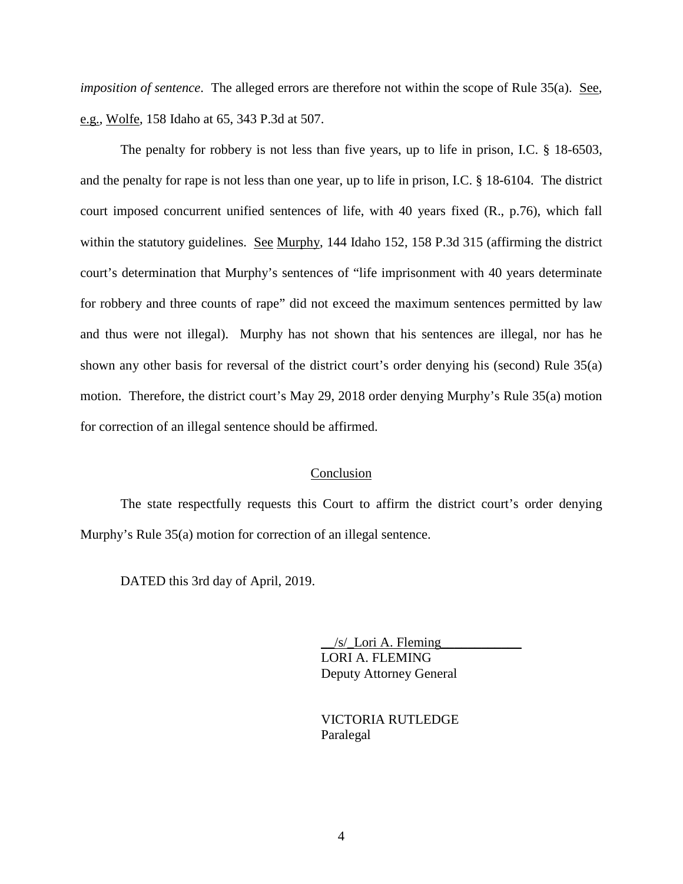*imposition of sentence*. The alleged errors are therefore not within the scope of Rule 35(a). See, e.g., Wolfe, 158 Idaho at 65, 343 P.3d at 507.

The penalty for robbery is not less than five years, up to life in prison, I.C. § 18-6503, and the penalty for rape is not less than one year, up to life in prison, I.C. § 18-6104. The district court imposed concurrent unified sentences of life, with 40 years fixed (R., p.76), which fall within the statutory guidelines. See Murphy, 144 Idaho 152, 158 P.3d 315 (affirming the district court's determination that Murphy's sentences of "life imprisonment with 40 years determinate for robbery and three counts of rape" did not exceed the maximum sentences permitted by law and thus were not illegal). Murphy has not shown that his sentences are illegal, nor has he shown any other basis for reversal of the district court's order denying his (second) Rule 35(a) motion. Therefore, the district court's May 29, 2018 order denying Murphy's Rule 35(a) motion for correction of an illegal sentence should be affirmed.

## Conclusion

The state respectfully requests this Court to affirm the district court's order denying Murphy's Rule 35(a) motion for correction of an illegal sentence.

DATED this 3rd day of April, 2019.

/s/ Lori A. Fleming
LORI A. FLEMING
Deputy Attorney General

VICTORIA RUTLEDGE
Paralegal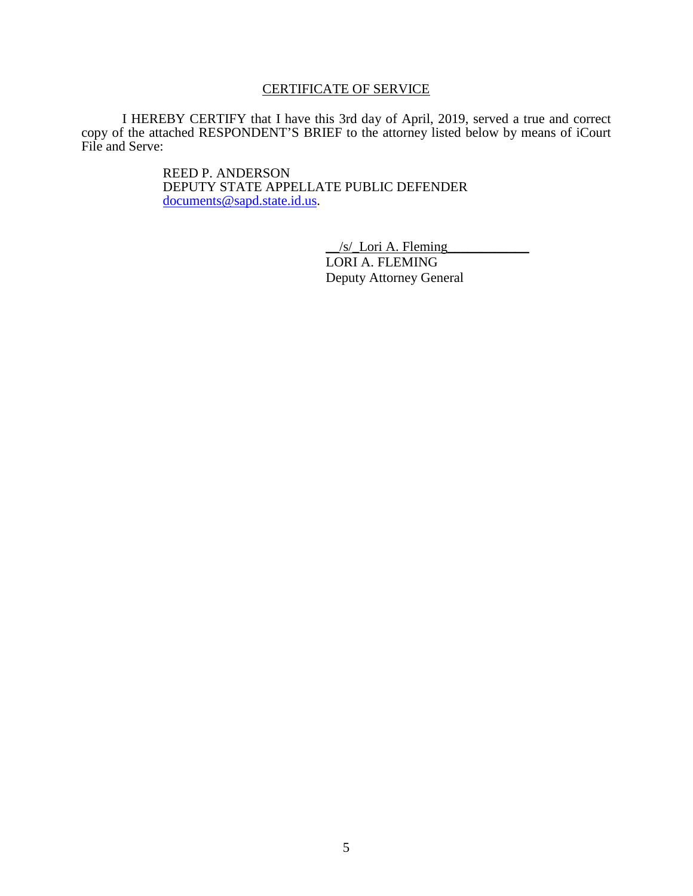## CERTIFICATE OF SERVICE

I HEREBY CERTIFY that I have this 3rd day of April, 2019, served a true and correct copy of the attached RESPONDENT'S BRIEF to the attorney listed below by means of iCourt File and Serve:

REED P. ANDERSON
DEPUTY STATE APPELLATE PUBLIC DEFENDER
documents@sapd.state.id.us.

__/s/_Lori A. Fleming____________
LORI A. FLEMING
Deputy Attorney General